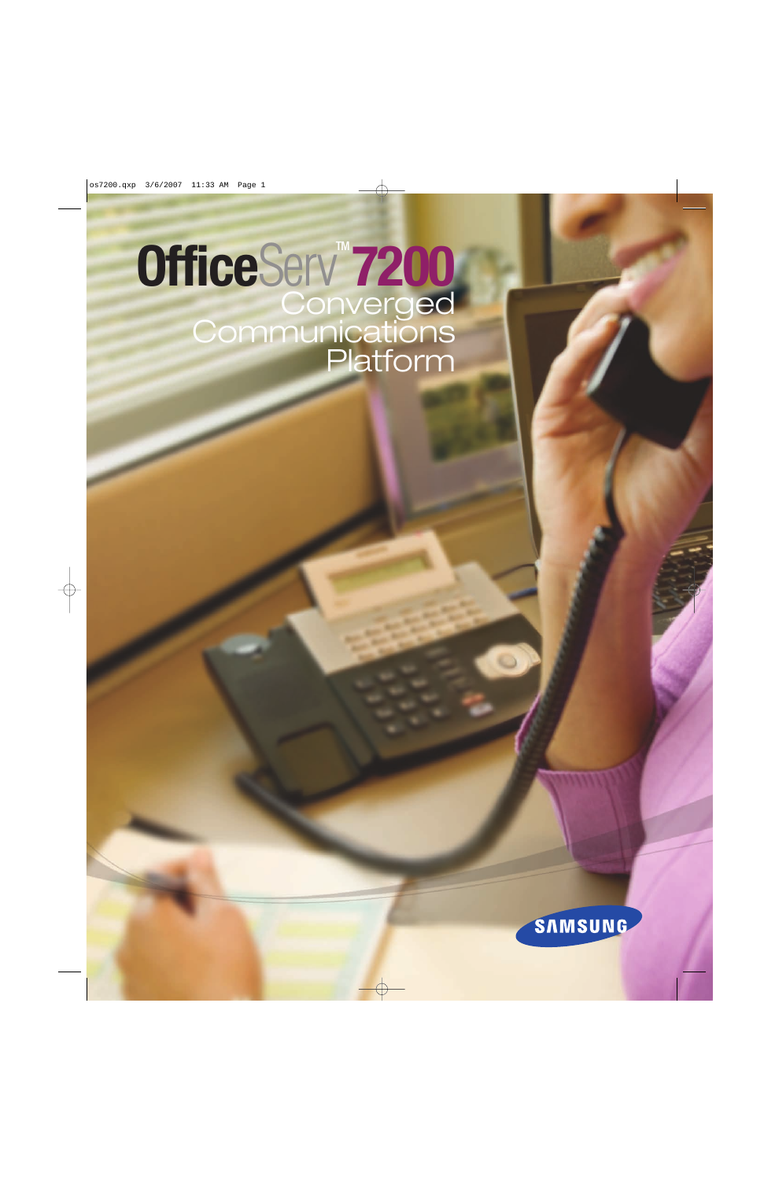# OfficeServ™ 7200

## Converged Communications Platform

SAMSUNG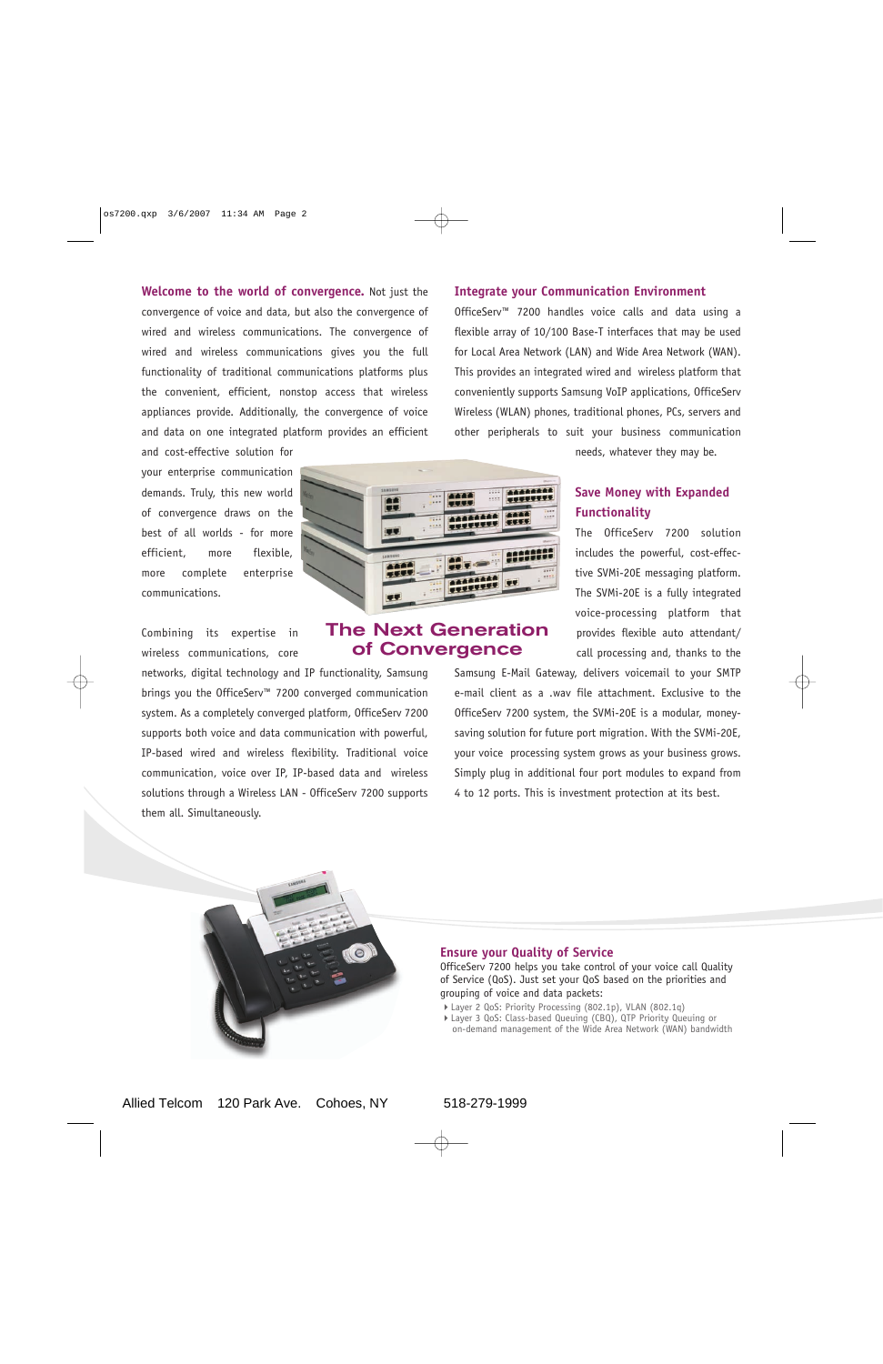**Welcome to the world of convergence.** Not just the convergence of voice and data, but also the convergence of wired and wireless communications. The convergence of wired and wireless communications gives you the full functionality of traditional communications platforms plus the convenient, efficient, nonstop access that wireless appliances provide. Additionally, the convergence of voice and data on one integrated platform provides an efficient and cost-effective solution for your enterprise communication demands. Truly, this new world of convergence draws on the best of all worlds - for more efficient, more flexible, more complete enterprise communications.

Combining its expertise in wireless communications, core networks, digital technology and IP functionality, Samsung brings you the OfficeServ™ 7200 converged communication system. As a completely converged platform, OfficeServ 7200 supports both voice and data communication with powerful, IP-based wired and wireless flexibility. Traditional voice communication, voice over IP, IP-based data and wireless solutions through a Wireless LAN - OfficeServ 7200 supports them all. Simultaneously.

## The Next Generation of Convergence

## Integrate your Communication Environment

OfficeServ™ 7200 handles voice calls and data using a flexible array of 10/100 Base-T interfaces that may be used for Local Area Network (LAN) and Wide Area Network (WAN). This provides an integrated wired and wireless platform that conveniently supports Samsung VoIP applications, OfficeServ Wireless (WLAN) phones, traditional phones, PCs, servers and other peripherals to suit your business communication needs, whatever they may be.

## Save Money with Expanded Functionality

The OfficeServ 7200 solution includes the powerful, cost-effective SVMi-20E messaging platform. The SVMi-20E is a fully integrated voice-processing platform that provides flexible auto attendant/ call processing and, thanks to the Samsung E-Mail Gateway, delivers voicemail to your SMTP e-mail client as a .wav file attachment. Exclusive to the OfficeServ 7200 system, the SVMi-20E is a modular, money-saving solution for future port migration. With the SVMi-20E, your voice processing system grows as your business grows. Simply plug in additional four port modules to expand from 4 to 12 ports. This is investment protection at its best.

## Ensure your Quality of Service

OfficeServ 7200 helps you take control of your voice call Quality of Service (QoS). Just set your QoS based on the priorities and grouping of voice and data packets:

- Layer 2 QoS: Priority Processing (802.1p), VLAN (802.1q)
- Layer 3 QoS: Class-based Queuing (CBQ), QTP Priority Queuing or on-demand management of the Wide Area Network (WAN) bandwidth

Allied Telcom 120 Park Ave. Cohoes, NY 518-279-1999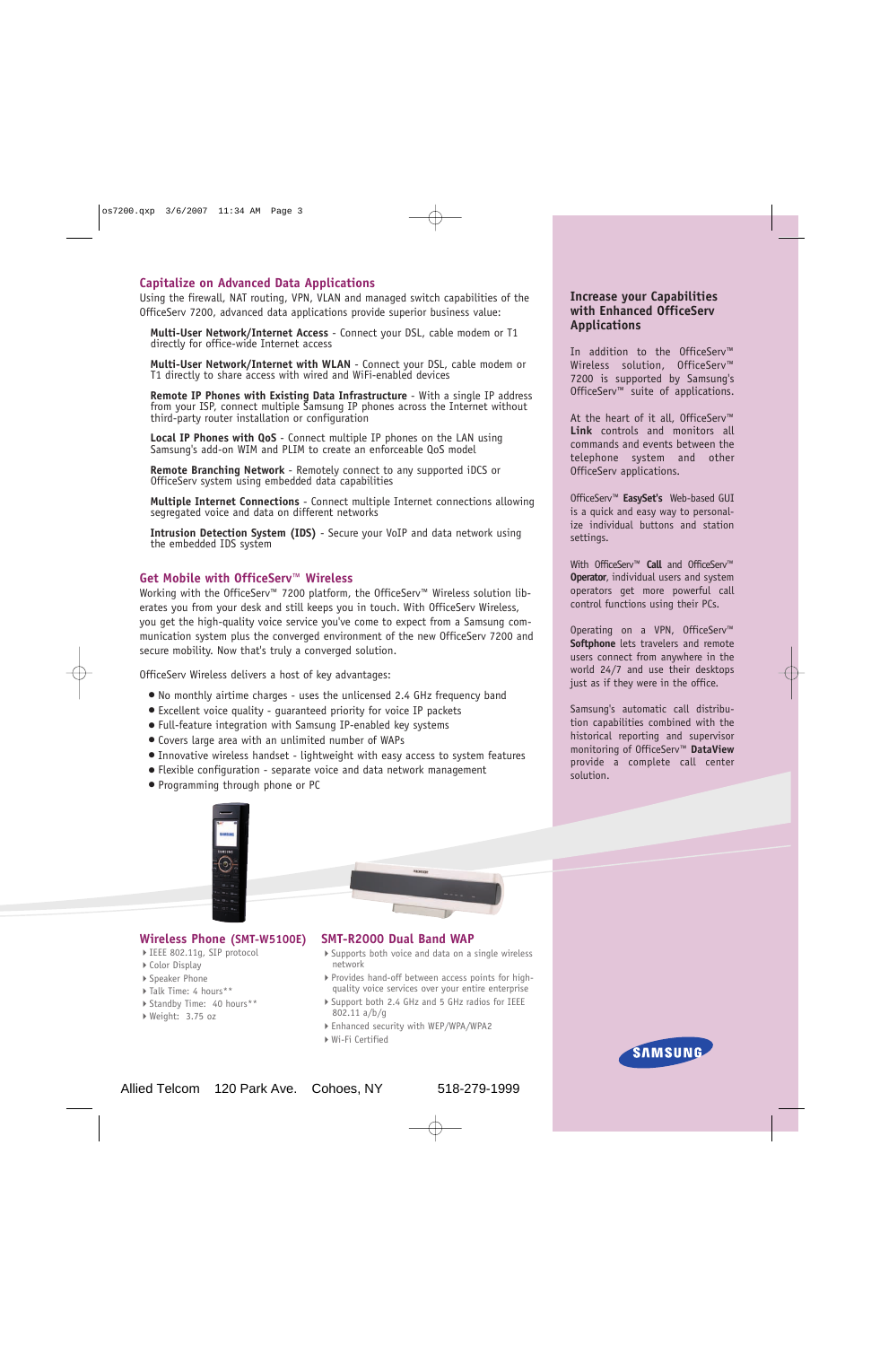## Capitalize on Advanced Data Applications

Using the firewall, NAT routing, VPN, VLAN and managed switch capabilities of the OfficeServ 7200, advanced data applications provide superior business value:

**Multi-User Network/Internet Access** - Connect your DSL, cable modem or T1 directly for office-wide Internet access

**Multi-User Network/Internet with WLAN** - Connect your DSL, cable modem or T1 directly to share access with wired and WiFi-enabled devices

**Remote IP Phones with Existing Data Infrastructure** - With a single IP address from your ISP, connect multiple Samsung IP phones across the Internet without third-party router installation or configuration

**Local IP Phones with QoS** - Connect multiple IP phones on the LAN using Samsung's add-on WIM and PLIM to create an enforceable QoS model

**Remote Branching Network** - Remotely connect to any supported iDCS or OfficeServ system using embedded data capabilities

**Multiple Internet Connections** - Connect multiple Internet connections allowing segregated voice and data on different networks

**Intrusion Detection System (IDS)** - Secure your VoIP and data network using the embedded IDS system

## Get Mobile with OfficeServ™ Wireless

Working with the OfficeServ™ 7200 platform, the OfficeServ™ Wireless solution liberates you from your desk and still keeps you in touch. With OfficeServ Wireless, you get the high-quality voice service you've come to expect from a Samsung communication system plus the converged environment of the new OfficeServ 7200 and secure mobility. Now that's truly a converged solution.

OfficeServ Wireless delivers a host of key advantages:

- No monthly airtime charges - uses the unlicensed 2.4 GHz frequency band
- Excellent voice quality - guaranteed priority for voice IP packets
- Full-feature integration with Samsung IP-enabled key systems
- Covers large area with an unlimited number of WAPs
- Innovative wireless handset - lightweight with easy access to system features
- Flexible configuration - separate voice and data network management
- Programming through phone or PC

### Wireless Phone (SMT-W5100E)

- IEEE 802.11g, SIP protocol
- Color Display
- Speaker Phone
- Talk Time: 4 hours**
- Standby Time: 40 hours**
- Weight: 3.75 oz

### SMT-R2000 Dual Band WAP

- Supports both voice and data on a single wireless network
- Provides hand-off between access points for high-quality voice services over your entire enterprise
- Support both 2.4 GHz and 5 GHz radios for IEEE 802.11 a/b/g
- Enhanced security with WEP/WPA/WPA2
- Wi-Fi Certified

## Increase your Capabilities with Enhanced OfficeServ Applications

In addition to the OfficeServ™ Wireless solution, OfficeServ™ 7200 is supported by Samsung's OfficeServ™ suite of applications.

At the heart of it all, OfficeServ™ **Link** controls and monitors all commands and events between the telephone system and other OfficeServ applications.

OfficeServ™ **EasySet's** Web-based GUI is a quick and easy way to personalize individual buttons and station settings.

With OfficeServ™ **Call** and OfficeServ™ **Operator**, individual users and system operators get more powerful call control functions using their PCs.

Operating on a VPN, OfficeServ™ **Softphone** lets travelers and remote users connect from anywhere in the world 24/7 and use their desktops just as if they were in the office.

Samsung's automatic call distribution capabilities combined with the historical reporting and supervisor monitoring of OfficeServ™ **DataView** provide a complete call center solution.

SAMSUNG

Allied Telcom 120 Park Ave. Cohoes, NY 518-279-1999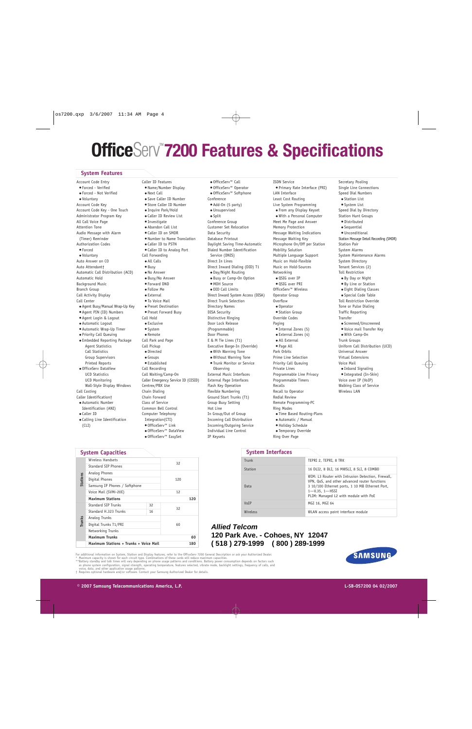# OfficeServ™ 7200 Features & Specifications

## System Features

Account Code Entry
- Forced - Verified
- Forced - Not Verified
- Voluntary

Account Code Key
Account Code Key - One Touch
Administrator Program Key
All Call Voice Page
Attention Tone
Audio Message with Alarm (Timer) Reminder
Authorization Codes
- Forced
- Voluntary

Auto Answer on CO
Auto Attendant†
Automatic Call Distribution (ACD)
Automatic Hold
Background Music
Branch Group
Call Activity Display
Call Center
- Agent Busy/Manual Wrap-Up Key
- Agent PIN (ID) Numbers
- Agent Login & Logout
- Automatic Logout
- Automatic Wrap-Up Timer
- Priority Call Queuing
- Embedded Reporting Package
  - Agent Statistics
  - Call Statistics
  - Group Supervisors
  - Printed Reports
- OfficeServ DataView
  - UCD Statistics
  - UCD Monitoring
  - Wall-Style Display Windows

Call Costing
Caller Identification†
- Automatic Number Identification (ANI)
- Caller ID
- Calling Line Identification (CLI)

Caller ID Features
- Name/Number Display
- Next Call
- Save Caller ID Number
- Store Caller ID Number
- Inquire Park/Hold
- Caller ID Review List
- Investigate
- Abandon Call List
- Caller ID on SMDR
- Number to Name Translation
- Caller ID to PSTN
- Caller ID to Analog Port

Call Forwarding
- All Calls
- Busy
- No Answer
- Busy/No Answer
- Forward DND
- Follow Me
- External
- To Voice Mail
- Preset Destination
- Preset Forward Busy

Call Hold
- Exclusive
- System
- Remote

Call Park and Page
Call Pickup
- Directed
- Groups
- Established

Call Recording
Call Waiting/Camp-On
Caller Emergency Service ID (CESID)
Centrex/PBX Use
Chain Dialing
Chain Forward
Class of Service
Common Bell Control
Computer Telephony Integration(CTI)
- OfficeServ™ Link
- OfficeServ™ DataView
- OfficeServ™ EasySet
- OfficeServ™ Call
- OfficeServ™ Operator
- OfficeServ™ Softphone

Conference
- Add-On (5 party)
- Unsupervised
- Split

Conference Group
Customer Set Relocation
Data Security
Database Printout
Daylight Saving Time-Automatic
Dialed Number Identification Service (DNIS)
Direct In Lines
Direct Inward Dialing (DID) T1
- Day/Night Routing
- Busy or Camp-On Option
- MOH Source
- DID Call Limits

Direct Inward System Access (DISA)
Direct Trunk Selection
Directory Names
DISA Security
Distinctive Ringing
Door Lock Release (Programmable)
Door Phones
E & M Tie Lines (T1)
Executive Barge-In (Override)
- With Warning Tone
- Without Warning Tone
- Trunk Monitor or Service Observing

External Music Interfaces
External Page Interfaces
Flash Key Operation
Flexible Numbering
Ground Start Trunks (T1)
Group Busy Setting
Hot Line
In Group/Out of Group
Incoming Call Distribution
Incoming/Outgoing Service
Individual Line Control
IP Keysets
ISDN Service
- Primary Rate Interface (PRI)

LAN Interface
Least Cost Routing
Live System Programming
- From any Display Keyset
- With a Personal Computer

Meet Me Page and Answer
Memory Protection
Message Waiting Indications
Message Waiting Key
Microphone On/Off per Station
Mobility Solution
Multiple Language Support
Music on Hold-Flexible
Music on Hold-Sources
Networking
- QSIG over IP
- QSIG over PRI

OfficeServ™ Wireless
Operator Group
Overflow
- Operator
- Station Group

Override Codes
Paging
- Internal Zones (5)
- External Zones (4)
- All External
- Page All

Park Orbits
Prime Line Selection
Priority Call Queuing
Private Lines
Programmable Line Privacy
Programmable Timers
Recalls
Recall to Operator
Redial Review
Remote Programming-PC
Ring Modes
- Time Based Routing-Plans
- Automatic / Manual
- Holiday Schedule
- Temporary Override

Ring Over Page
Secretary Pooling
Single Line Connections
Speed Dial Numbers
- Station List
- System List

Speed Dial by Directory
Station Hunt Groups
- Distributed
- Sequential
- Unconditional

Station Message Detail Recording (SMDR)
Station Pair
System Alarms
System Maintenance Alarms
System Directory
Tenant Services (2)
Toll Restriction
- By Day or Night
- By Line or Station
- Eight Dialing Classes
- Special Code Table

Toll Restriction Override
Tone or Pulse Dialing
Traffic Reporting
Transfer
- Screened/Unscreened
- Voice mail Transfer Key
- With Camp-On

Trunk Groups
Uniform Call Distribution (UCD)
Universal Answer
Virtual Extensions
Voice Mail
- Inband Signaling
- Integrated (In-Skin)

Voice over IP (VoIP)
Walking Class of Service
Wireless LAN

## System Capacities

| | | | |
|---|---|---|---|
| Stations | Wireless Handsets | | 32 |
| | Standard SIP Phones | | |
| | Analog Phones | | 120 |
| | Digital Phones | | |
| | Samsung IP Phones / Softphone | | |
| | Voice Mail (SVMi-20E) | | 12 |
| | **Maximum Stations** | | **120** |
| Trunks | Standard SIP Trunks | 32 | 32 |
| | Standard H.323 Trunks | 16 | |
| | Analog Trunks | | 60 |
| | Digital Trunks T1/PRI | | |
| | Networking Trunks | | |
| | **Maximum Trunks** | | **60** |
| | **Maximum Stations + Trunks + Voice Mail** | | **180** |

## System Interfaces

| | |
|---|---|
| Trunk | TEPRI 2, TEPRI, 8 TRK |
| Station | 16 DLI2, 8 DLI, 16 MWSLI, 8 SLI, 8 COMBO |
| Data | WIM: L3 Router with Intrusion Detection, Firewall, VPN, QoS, and other advanced router functions<br>3 10/100 Ethernet ports, 1 10 MB Ethernet Port, 1—V.35, 1—HSSI<br>PLIM: Managed L2 with module with PoE |
| VoIP | MGI 16, MGI 64 |
| Wireless | WLAN access point interface module |

***Allied Telcom***
**120 Park Ave. - Cohoes, NY 12047**
**( 518 ) 279-1999 ( 800 ) 289-1999**

SAMSUNG

For additional information on System, Station and Display features, refer to the OfficeServ 7200 General Description or ask your Authorized Dealer.
\* Maximum capacity is shown for each circuit type. Combinations of these cards will reduce maximum capacities.
\*\*Battery standby and talk times will vary depending on phone usage patterns and conditions. Battery power consumption depends on factors such as phone system configuration, signal strength, operating temperature, features selected, vibrate mode, backlight settings, frequency of calls, and voice, data, and other application usage patterns.
† Requires optional hardware and/or software. Contact your Samsung Authorized Dealer for details.

© 2007 Samsung Telecommunications America, L.P. L-SB-OS7200 04 02/2007